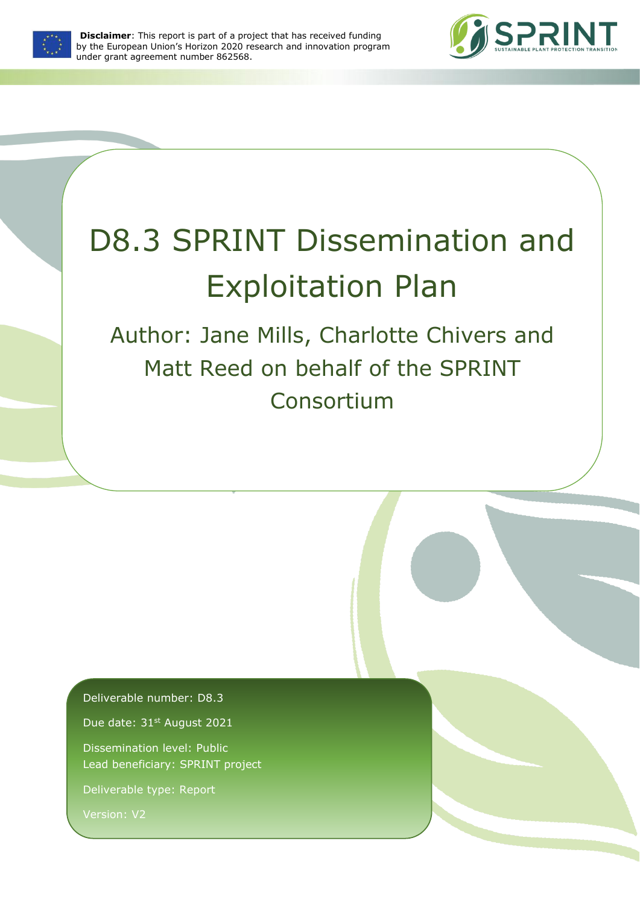**Disclaimer**: This report is part of a project that has received funding by the European Union's Horizon 2020 research and innovation program under grant agreement number 862568.

SPRINT SUSTAINABLE PLANT PROTECTION TRANSITION

# D8.3 SPRINT Dissemination and Exploitation Plan

## Author: Jane Mills, Charlotte Chivers and Matt Reed on behalf of the SPRINT Consortium

Deliverable number: D8.3

Due date: 31st August 2021

Dissemination level: Public

Lead beneficiary: SPRINT project

Deliverable type: Report

Version: V2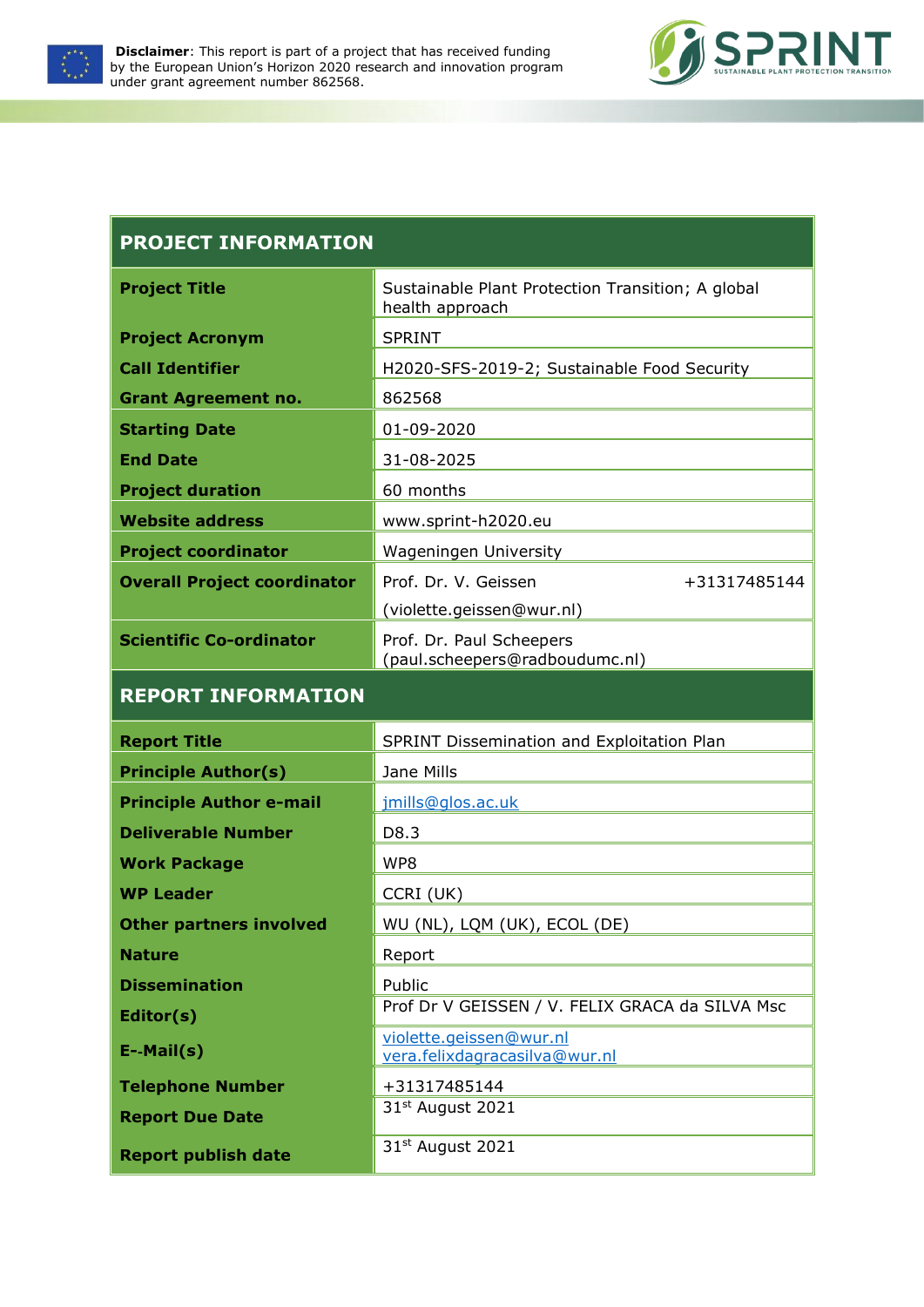**Disclaimer**: This report is part of a project that has received funding by the European Union's Horizon 2020 research and innovation program under grant agreement number 862568.

| **PROJECT INFORMATION** | |
|---|---|
| **Project Title** | Sustainable Plant Protection Transition; A global health approach |
| **Project Acronym** | SPRINT |
| **Call Identifier** | H2020-SFS-2019-2; Sustainable Food Security |
| **Grant Agreement no.** | 862568 |
| **Starting Date** | 01-09-2020 |
| **End Date** | 31-08-2025 |
| **Project duration** | 60 months |
| **Website address** | www.sprint-h2020.eu |
| **Project coordinator** | Wageningen University |
| **Overall Project coordinator** | Prof. Dr. V. Geissen +31317485144 (violette.geissen@wur.nl) |
| **Scientific Co-ordinator** | Prof. Dr. Paul Scheepers (paul.scheepers@radboudumc.nl) |
| **REPORT INFORMATION** | |
| **Report Title** | SPRINT Dissemination and Exploitation Plan |
| **Principle Author(s)** | Jane Mills |
| **Principle Author e-mail** | jmills@glos.ac.uk |
| **Deliverable Number** | D8.3 |
| **Work Package** | WP8 |
| **WP Leader** | CCRI (UK) |
| **Other partners involved** | WU (NL), LQM (UK), ECOL (DE) |
| **Nature** | Report |
| **Dissemination** | Public |
| **Editor(s)** | Prof Dr V GEISSEN / V. FELIX GRACA da SILVA Msc |
| **E--Mail(s)** | violette.geissen@wur.nl vera.felixdagracasilva@wur.nl |
| **Telephone Number** | +31317485144 |
| **Report Due Date** | 31st August 2021 |
| **Report publish date** | 31st August 2021 |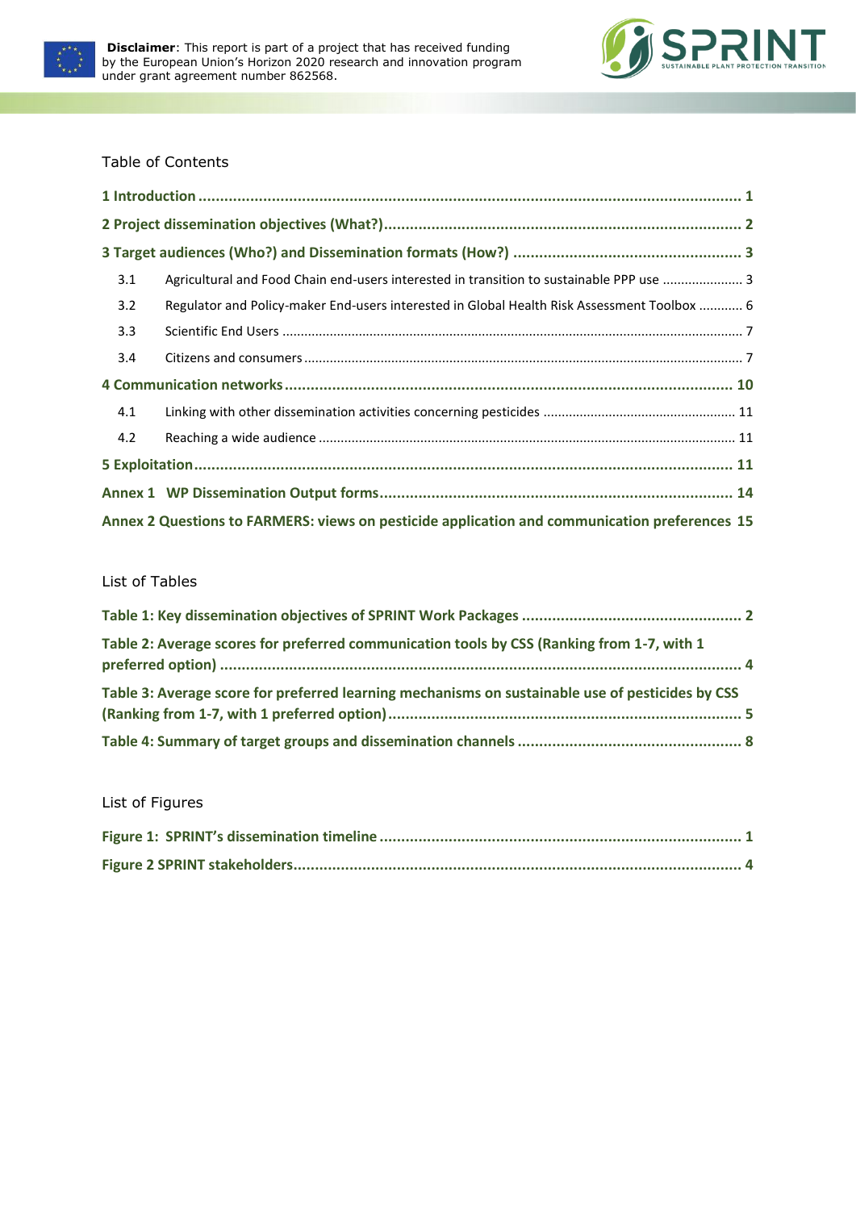Table of Contents

1 Introduction ........................................................................................................................ 1

2 Project dissemination objectives (What?) ............................................................................ 2

3 Target audiences (Who?) and Dissemination formats (How?) ............................................. 3

3.1 Agricultural and Food Chain end-users interested in transition to sustainable PPP use ...................... 3

3.2 Regulator and Policy-maker End-users interested in Global Health Risk Assessment Toolbox ............ 6

3.3 Scientific End Users ............................................................................................................ 7

3.4 Citizens and consumers ....................................................................................................... 7

4 Communication networks .................................................................................................... 10

4.1 Linking with other dissemination activities concerning pesticides .................................................... 11

4.2 Reaching a wide audience ................................................................................................... 11

5 Exploitation ........................................................................................................................ 11

Annex 1 WP Dissemination Output forms ................................................................................ 14

Annex 2 Questions to FARMERS: views on pesticide application and communication preferences 15

List of Tables

Table 1: Key dissemination objectives of SPRINT Work Packages .................................................. 2

Table 2: Average scores for preferred communication tools by CSS (Ranking from 1-7, with 1 preferred option) ....................................................................................................................... 4

Table 3: Average score for preferred learning mechanisms on sustainable use of pesticides by CSS (Ranking from 1-7, with 1 preferred option) ................................................................................. 5

Table 4: Summary of target groups and dissemination channels ................................................... 8

List of Figures

Figure 1: SPRINT's dissemination timeline .................................................................................. 1

Figure 2 SPRINT stakeholders ..................................................................................................... 4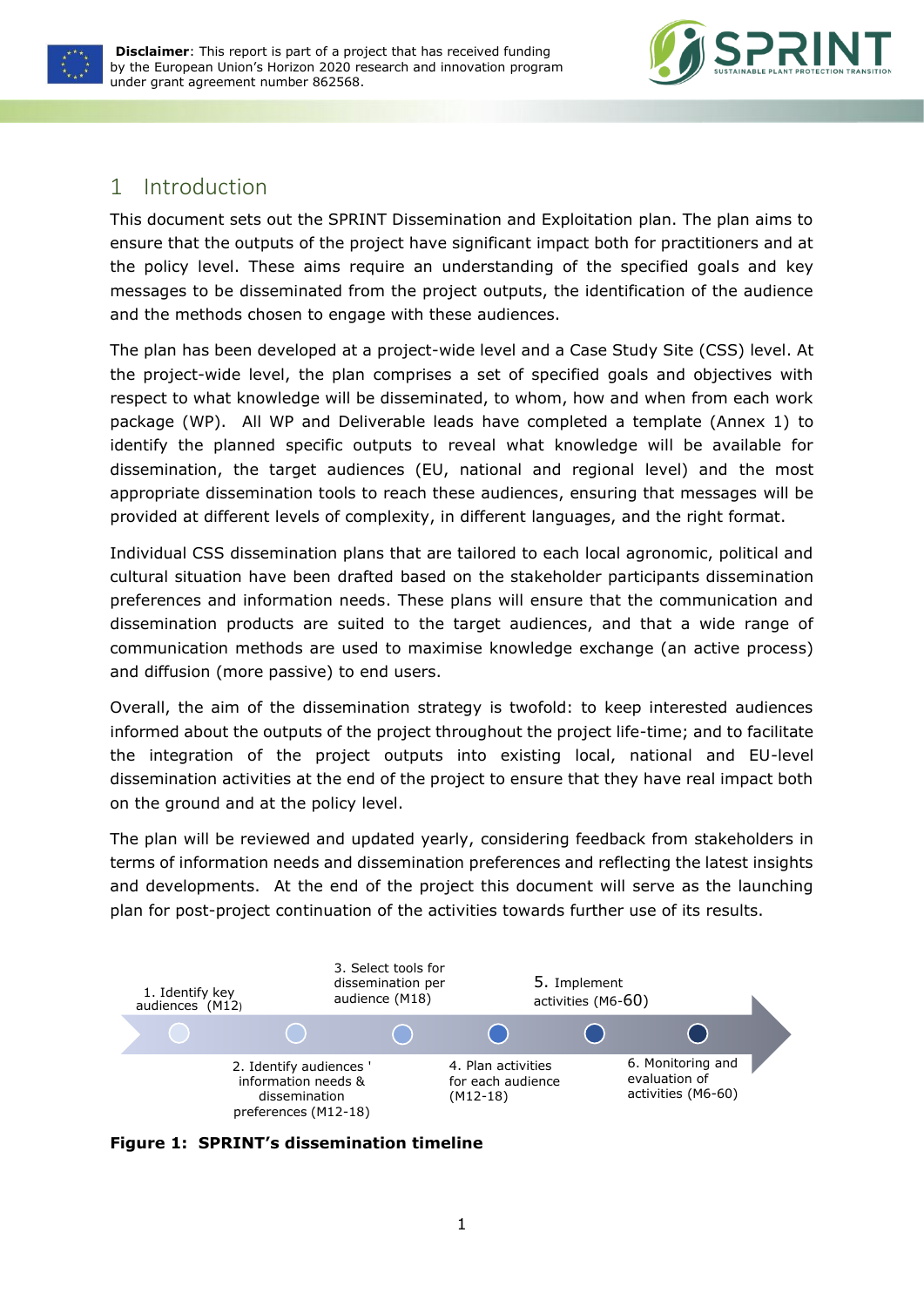# 1 Introduction

This document sets out the SPRINT Dissemination and Exploitation plan. The plan aims to ensure that the outputs of the project have significant impact both for practitioners and at the policy level. These aims require an understanding of the specified goals and key messages to be disseminated from the project outputs, the identification of the audience and the methods chosen to engage with these audiences.

The plan has been developed at a project-wide level and a Case Study Site (CSS) level. At the project-wide level, the plan comprises a set of specified goals and objectives with respect to what knowledge will be disseminated, to whom, how and when from each work package (WP). All WP and Deliverable leads have completed a template (Annex 1) to identify the planned specific outputs to reveal what knowledge will be available for dissemination, the target audiences (EU, national and regional level) and the most appropriate dissemination tools to reach these audiences, ensuring that messages will be provided at different levels of complexity, in different languages, and the right format.

Individual CSS dissemination plans that are tailored to each local agronomic, political and cultural situation have been drafted based on the stakeholder participants dissemination preferences and information needs. These plans will ensure that the communication and dissemination products are suited to the target audiences, and that a wide range of communication methods are used to maximise knowledge exchange (an active process) and diffusion (more passive) to end users.

Overall, the aim of the dissemination strategy is twofold: to keep interested audiences informed about the outputs of the project throughout the project life-time; and to facilitate the integration of the project outputs into existing local, national and EU-level dissemination activities at the end of the project to ensure that they have real impact both on the ground and at the policy level.

The plan will be reviewed and updated yearly, considering feedback from stakeholders in terms of information needs and dissemination preferences and reflecting the latest insights and developments. At the end of the project this document will serve as the launching plan for post-project continuation of the activities towards further use of its results.

1. Identify key audiences (M12)

2. Identify audiences ' information needs & dissemination preferences (M12-18)

3. Select tools for dissemination per audience (M18)

4. Plan activities for each audience (M12-18)

5. Implement activities (M6-60)

6. Monitoring and evaluation of activities (M6-60)

**Figure 1: SPRINT's dissemination timeline**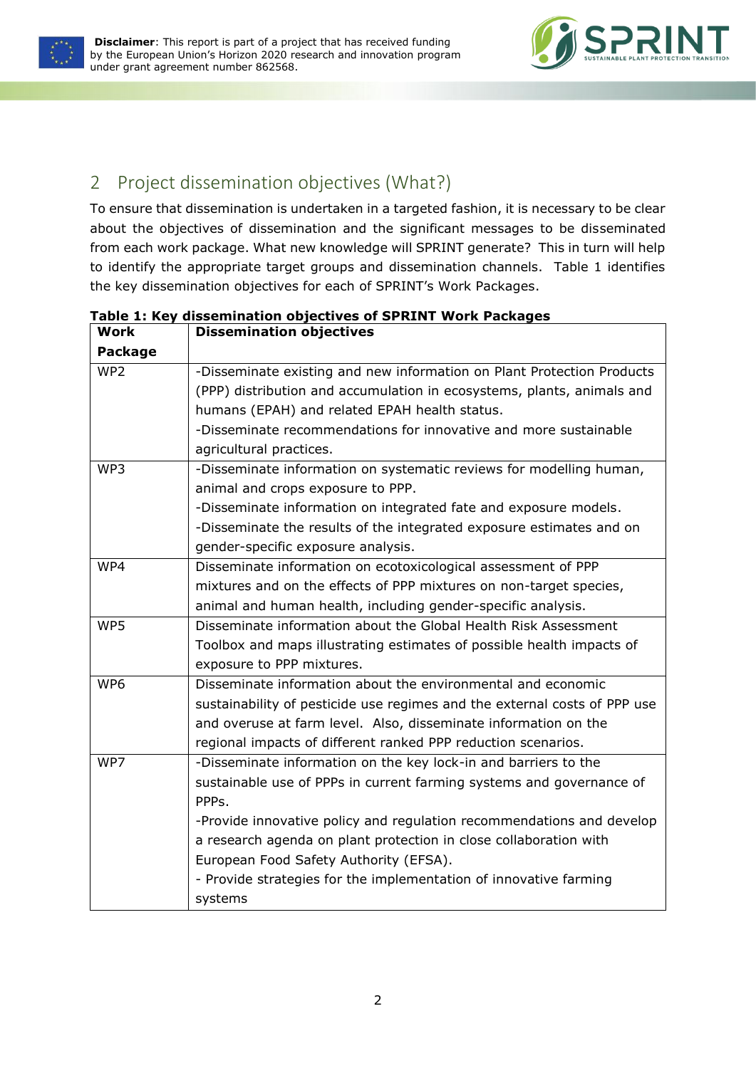## 2 Project dissemination objectives (What?)

To ensure that dissemination is undertaken in a targeted fashion, it is necessary to be clear about the objectives of dissemination and the significant messages to be disseminated from each work package. What new knowledge will SPRINT generate? This in turn will help to identify the appropriate target groups and dissemination channels. Table 1 identifies the key dissemination objectives for each of SPRINT's Work Packages.

**Table 1: Key dissemination objectives of SPRINT Work Packages**

| Work Package | Dissemination objectives |
|---|---|
| WP2 | -Disseminate existing and new information on Plant Protection Products (PPP) distribution and accumulation in ecosystems, plants, animals and humans (EPAH) and related EPAH health status.<br>-Disseminate recommendations for innovative and more sustainable agricultural practices. |
| WP3 | -Disseminate information on systematic reviews for modelling human, animal and crops exposure to PPP.<br>-Disseminate information on integrated fate and exposure models.<br>-Disseminate the results of the integrated exposure estimates and on gender-specific exposure analysis. |
| WP4 | Disseminate information on ecotoxicological assessment of PPP mixtures and on the effects of PPP mixtures on non-target species, animal and human health, including gender-specific analysis. |
| WP5 | Disseminate information about the Global Health Risk Assessment Toolbox and maps illustrating estimates of possible health impacts of exposure to PPP mixtures. |
| WP6 | Disseminate information about the environmental and economic sustainability of pesticide use regimes and the external costs of PPP use and overuse at farm level. Also, disseminate information on the regional impacts of different ranked PPP reduction scenarios. |
| WP7 | -Disseminate information on the key lock-in and barriers to the sustainable use of PPPs in current farming systems and governance of PPPs.<br>-Provide innovative policy and regulation recommendations and develop a research agenda on plant protection in close collaboration with European Food Safety Authority (EFSA).<br>- Provide strategies for the implementation of innovative farming systems |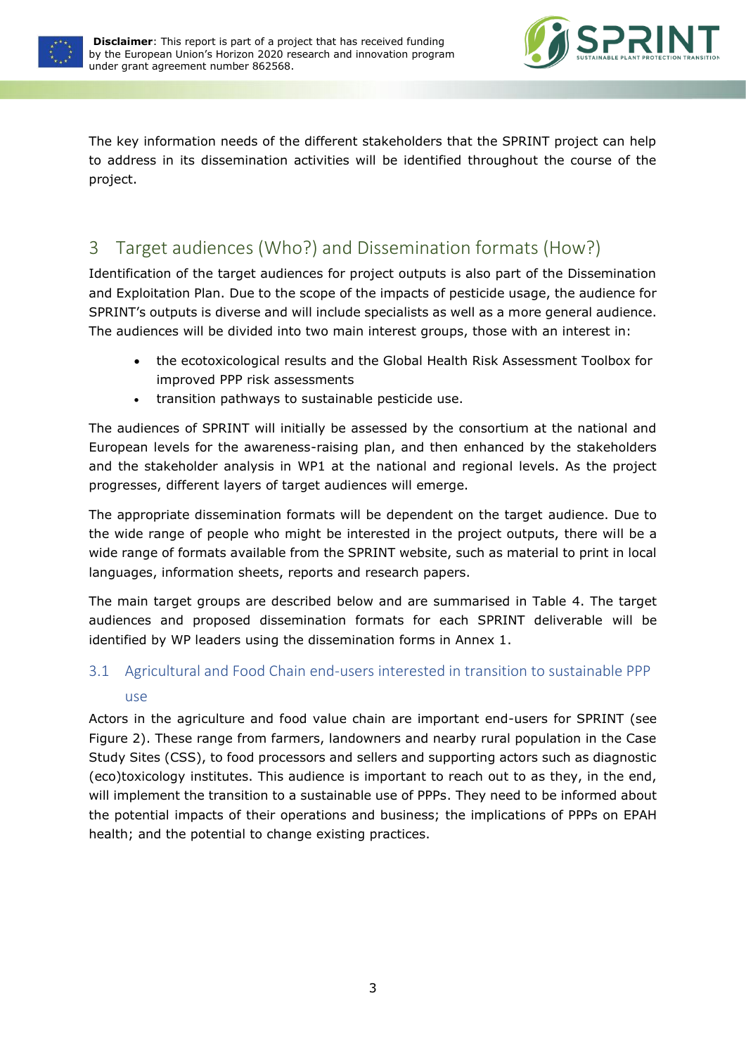The key information needs of the different stakeholders that the SPRINT project can help to address in its dissemination activities will be identified throughout the course of the project.

# 3 Target audiences (Who?) and Dissemination formats (How?)

Identification of the target audiences for project outputs is also part of the Dissemination and Exploitation Plan. Due to the scope of the impacts of pesticide usage, the audience for SPRINT's outputs is diverse and will include specialists as well as a more general audience. The audiences will be divided into two main interest groups, those with an interest in:

- the ecotoxicological results and the Global Health Risk Assessment Toolbox for improved PPP risk assessments
- transition pathways to sustainable pesticide use.

The audiences of SPRINT will initially be assessed by the consortium at the national and European levels for the awareness-raising plan, and then enhanced by the stakeholders and the stakeholder analysis in WP1 at the national and regional levels. As the project progresses, different layers of target audiences will emerge.

The appropriate dissemination formats will be dependent on the target audience. Due to the wide range of people who might be interested in the project outputs, there will be a wide range of formats available from the SPRINT website, such as material to print in local languages, information sheets, reports and research papers.

The main target groups are described below and are summarised in Table 4. The target audiences and proposed dissemination formats for each SPRINT deliverable will be identified by WP leaders using the dissemination forms in Annex 1.

## 3.1 Agricultural and Food Chain end-users interested in transition to sustainable PPP use

Actors in the agriculture and food value chain are important end-users for SPRINT (see Figure 2). These range from farmers, landowners and nearby rural population in the Case Study Sites (CSS), to food processors and sellers and supporting actors such as diagnostic (eco)toxicology institutes. This audience is important to reach out to as they, in the end, will implement the transition to a sustainable use of PPPs. They need to be informed about the potential impacts of their operations and business; the implications of PPPs on EPAH health; and the potential to change existing practices.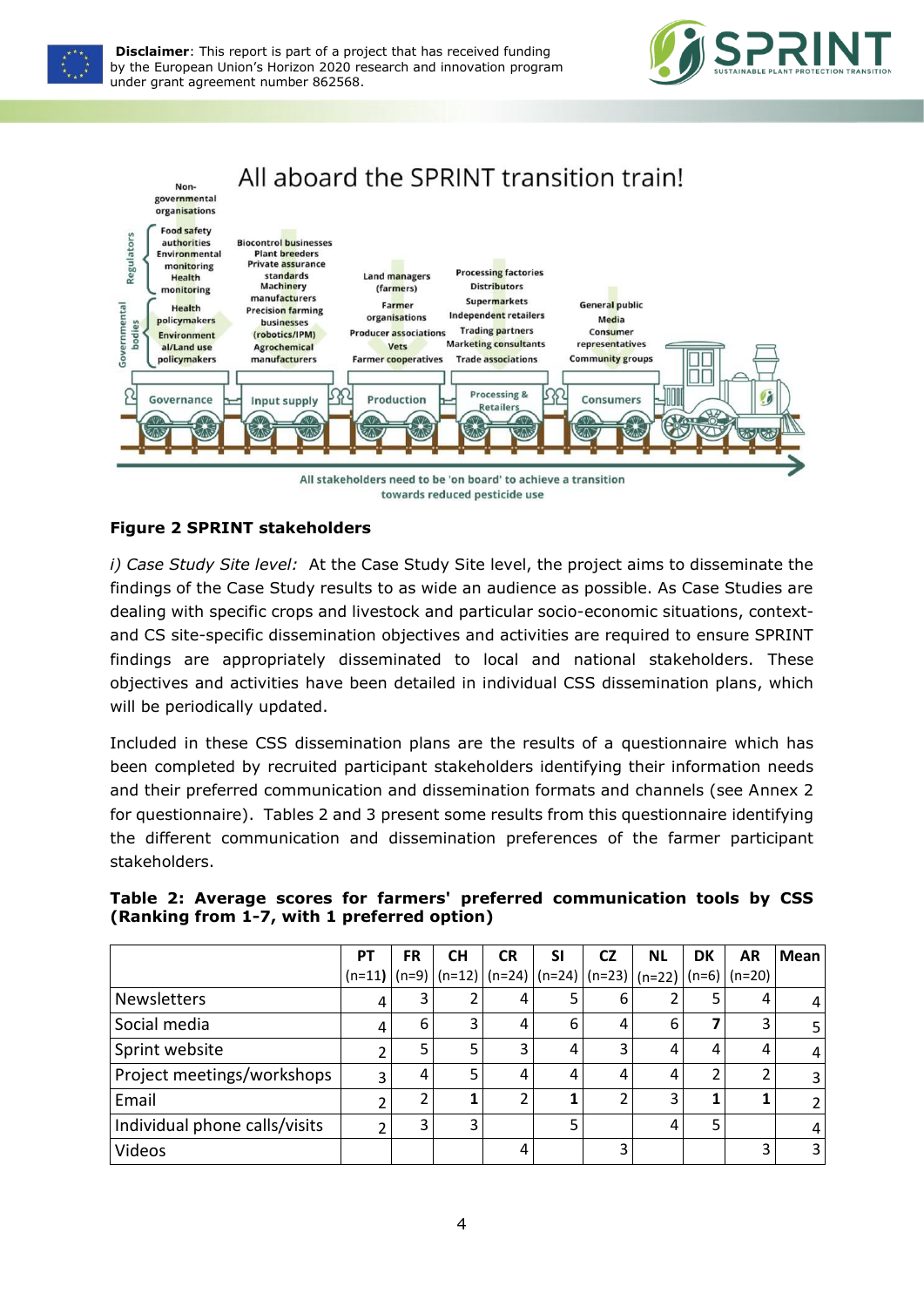**Figure 2 SPRINT stakeholders**

*i) Case Study Site level:* At the Case Study Site level, the project aims to disseminate the findings of the Case Study results to as wide an audience as possible. As Case Studies are dealing with specific crops and livestock and particular socio-economic situations, context- and CS site-specific dissemination objectives and activities are required to ensure SPRINT findings are appropriately disseminated to local and national stakeholders. These objectives and activities have been detailed in individual CSS dissemination plans, which will be periodically updated.

Included in these CSS dissemination plans are the results of a questionnaire which has been completed by recruited participant stakeholders identifying their information needs and their preferred communication and dissemination formats and channels (see Annex 2 for questionnaire). Tables 2 and 3 present some results from this questionnaire identifying the different communication and dissemination preferences of the farmer participant stakeholders.

**Table 2: Average scores for farmers' preferred communication tools by CSS (Ranking from 1-7, with 1 preferred option)**

| | PT (n=11) | FR (n=9) | CH (n=12) | CR (n=24) | SI (n=24) | CZ (n=23) | NL (n=22) | DK (n=6) | AR (n=20) | Mean |
|---|---|---|---|---|---|---|---|---|---|---|
| Newsletters | 4 | 3 | 2 | 4 | 5 | 6 | 2 | 5 | 4 | 4 |
| Social media | 4 | 6 | 3 | 4 | 6 | 4 | 6 | **7** | 3 | 5 |
| Sprint website | 2 | 5 | 5 | 3 | 4 | 3 | 4 | 4 | 4 | 4 |
| Project meetings/workshops | 3 | 4 | 5 | 4 | 4 | 4 | 4 | 2 | 2 | 3 |
| Email | 2 | 2 | **1** | 2 | **1** | 2 | 3 | **1** | **1** | 2 |
| Individual phone calls/visits | 2 | 3 | 3 | | 5 | | 4 | 5 | | 4 |
| Videos | | | | 4 | | 3 | | | 3 | 3 |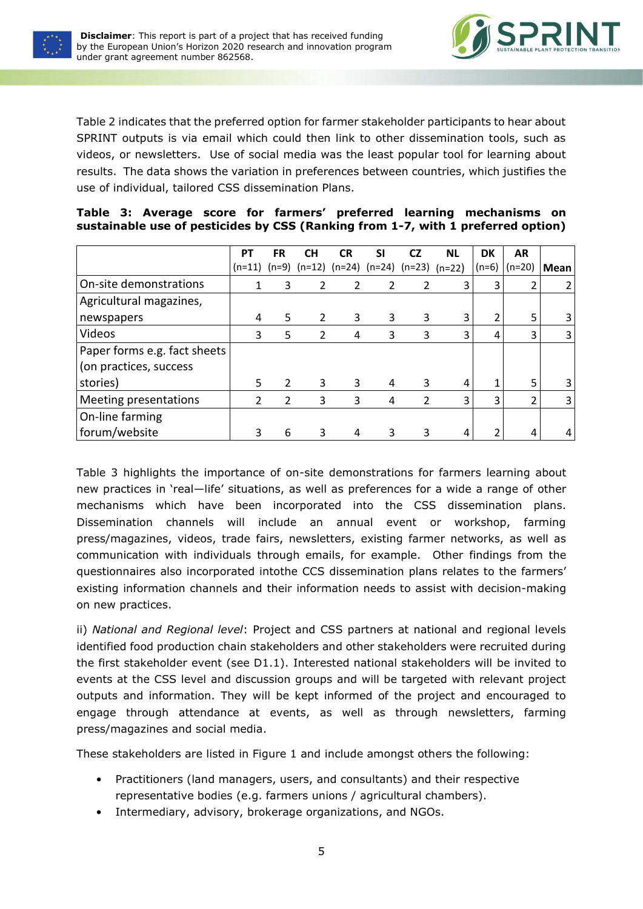Table 2 indicates that the preferred option for farmer stakeholder participants to hear about SPRINT outputs is via email which could then link to other dissemination tools, such as videos, or newsletters. Use of social media was the least popular tool for learning about results. The data shows the variation in preferences between countries, which justifies the use of individual, tailored CSS dissemination Plans.

**Table 3: Average score for farmers' preferred learning mechanisms on sustainable use of pesticides by CSS (Ranking from 1-7, with 1 preferred option)**

| | PT (n=11) | FR (n=9) | CH (n=12) | CR (n=24) | SI (n=24) | CZ (n=23) | NL (n=22) | DK (n=6) | AR (n=20) | Mean |
|---|---|---|---|---|---|---|---|---|---|---|
| On-site demonstrations | 1 | 3 | 2 | 2 | 2 | 2 | 3 | 3 | 2 | 2 |
| Agricultural magazines, newspapers | 4 | 5 | 2 | 3 | 3 | 3 | 3 | 2 | 5 | 3 |
| Videos | 3 | 5 | 2 | 4 | 3 | 3 | 3 | 4 | 3 | 3 |
| Paper forms e.g. fact sheets (on practices, success stories) | 5 | 2 | 3 | 3 | 4 | 3 | 4 | 1 | 5 | 3 |
| Meeting presentations | 2 | 2 | 3 | 3 | 4 | 2 | 3 | 3 | 2 | 3 |
| On-line farming forum/website | 3 | 6 | 3 | 4 | 3 | 3 | 4 | 2 | 4 | 4 |

Table 3 highlights the importance of on-site demonstrations for farmers learning about new practices in 'real—life' situations, as well as preferences for a wide a range of other mechanisms which have been incorporated into the CSS dissemination plans. Dissemination channels will include an annual event or workshop, farming press/magazines, videos, trade fairs, newsletters, existing farmer networks, as well as communication with individuals through emails, for example. Other findings from the questionnaires also incorporated intothe CCS dissemination plans relates to the farmers' existing information channels and their information needs to assist with decision-making on new practices.

ii) *National and Regional level*: Project and CSS partners at national and regional levels identified food production chain stakeholders and other stakeholders were recruited during the first stakeholder event (see D1.1). Interested national stakeholders will be invited to events at the CSS level and discussion groups and will be targeted with relevant project outputs and information. They will be kept informed of the project and encouraged to engage through attendance at events, as well as through newsletters, farming press/magazines and social media.

These stakeholders are listed in Figure 1 and include amongst others the following:

- Practitioners (land managers, users, and consultants) and their respective representative bodies (e.g. farmers unions / agricultural chambers).
- Intermediary, advisory, brokerage organizations, and NGOs.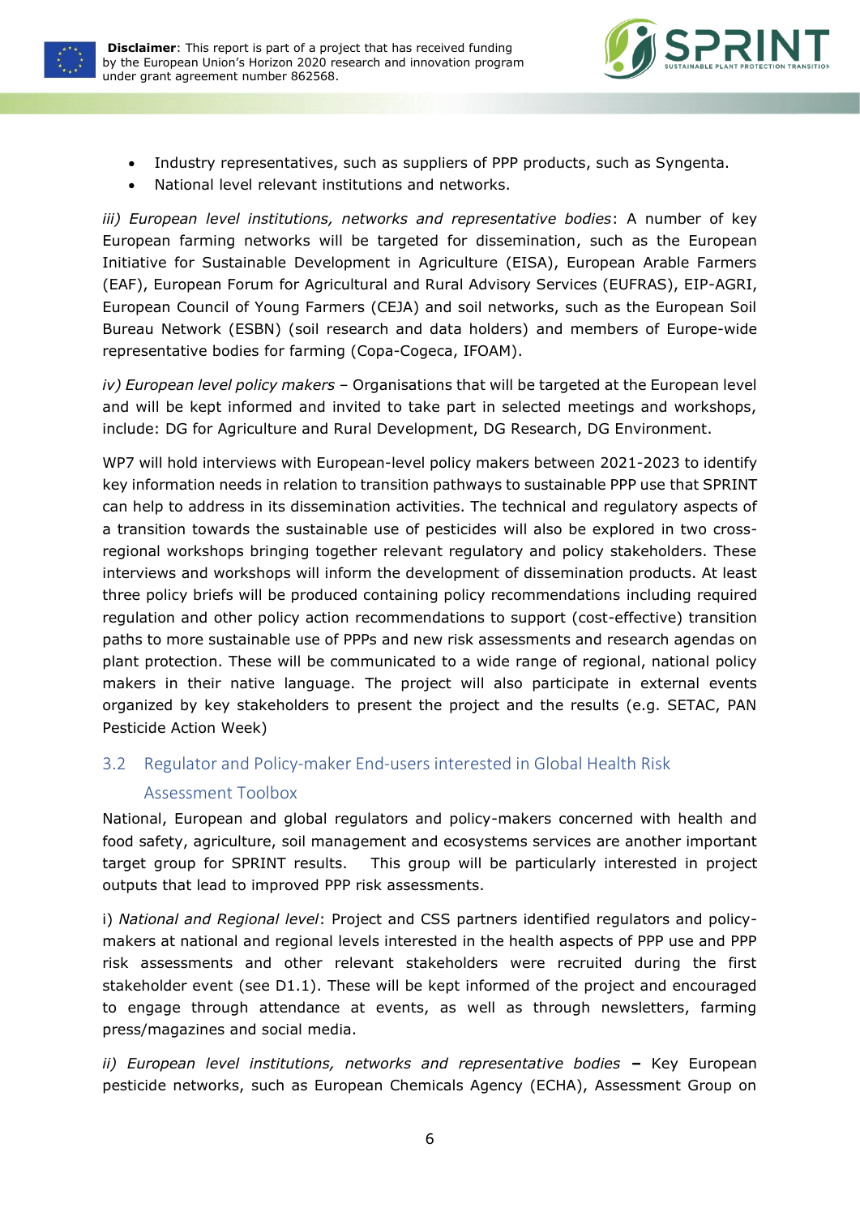- Industry representatives, such as suppliers of PPP products, such as Syngenta.
- National level relevant institutions and networks.

*iii) European level institutions, networks and representative bodies*: A number of key European farming networks will be targeted for dissemination, such as the European Initiative for Sustainable Development in Agriculture (EISA), European Arable Farmers (EAF), European Forum for Agricultural and Rural Advisory Services (EUFRAS), EIP-AGRI, European Council of Young Farmers (CEJA) and soil networks, such as the European Soil Bureau Network (ESBN) (soil research and data holders) and members of Europe-wide representative bodies for farming (Copa-Cogeca, IFOAM).

*iv) European level policy makers* – Organisations that will be targeted at the European level and will be kept informed and invited to take part in selected meetings and workshops, include: DG for Agriculture and Rural Development, DG Research, DG Environment.

WP7 will hold interviews with European-level policy makers between 2021-2023 to identify key information needs in relation to transition pathways to sustainable PPP use that SPRINT can help to address in its dissemination activities. The technical and regulatory aspects of a transition towards the sustainable use of pesticides will also be explored in two cross-regional workshops bringing together relevant regulatory and policy stakeholders. These interviews and workshops will inform the development of dissemination products. At least three policy briefs will be produced containing policy recommendations including required regulation and other policy action recommendations to support (cost-effective) transition paths to more sustainable use of PPPs and new risk assessments and research agendas on plant protection. These will be communicated to a wide range of regional, national policy makers in their native language. The project will also participate in external events organized by key stakeholders to present the project and the results (e.g. SETAC, PAN Pesticide Action Week)

## 3.2 Regulator and Policy-maker End-users interested in Global Health Risk Assessment Toolbox

National, European and global regulators and policy-makers concerned with health and food safety, agriculture, soil management and ecosystems services are another important target group for SPRINT results. This group will be particularly interested in project outputs that lead to improved PPP risk assessments.

i) *National and Regional level*: Project and CSS partners identified regulators and policy-makers at national and regional levels interested in the health aspects of PPP use and PPP risk assessments and other relevant stakeholders were recruited during the first stakeholder event (see D1.1). These will be kept informed of the project and encouraged to engage through attendance at events, as well as through newsletters, farming press/magazines and social media.

*ii) European level institutions, networks and representative bodies* **–** Key European pesticide networks, such as European Chemicals Agency (ECHA), Assessment Group on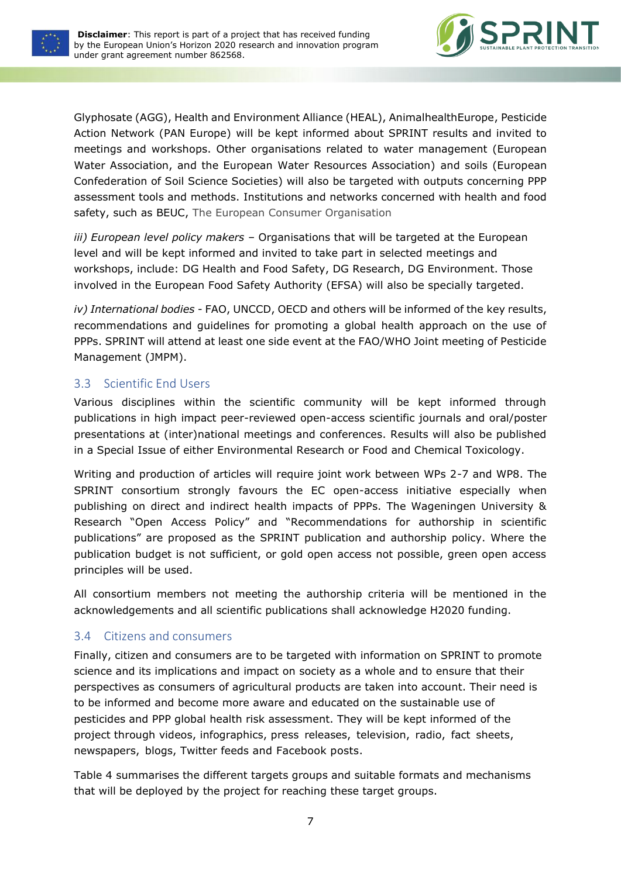Glyphosate (AGG), Health and Environment Alliance (HEAL), AnimalhealthEurope, Pesticide Action Network (PAN Europe) will be kept informed about SPRINT results and invited to meetings and workshops. Other organisations related to water management (European Water Association, and the European Water Resources Association) and soils (European Confederation of Soil Science Societies) will also be targeted with outputs concerning PPP assessment tools and methods. Institutions and networks concerned with health and food safety, such as BEUC, The European Consumer Organisation

*iii) European level policy makers* – Organisations that will be targeted at the European level and will be kept informed and invited to take part in selected meetings and workshops, include: DG Health and Food Safety, DG Research, DG Environment. Those involved in the European Food Safety Authority (EFSA) will also be specially targeted.

*iv) International bodies* - FAO, UNCCD, OECD and others will be informed of the key results, recommendations and guidelines for promoting a global health approach on the use of PPPs. SPRINT will attend at least one side event at the FAO/WHO Joint meeting of Pesticide Management (JMPM).

## 3.3 Scientific End Users

Various disciplines within the scientific community will be kept informed through publications in high impact peer-reviewed open-access scientific journals and oral/poster presentations at (inter)national meetings and conferences. Results will also be published in a Special Issue of either Environmental Research or Food and Chemical Toxicology.

Writing and production of articles will require joint work between WPs 2-7 and WP8. The SPRINT consortium strongly favours the EC open-access initiative especially when publishing on direct and indirect health impacts of PPPs. The Wageningen University & Research "Open Access Policy" and "Recommendations for authorship in scientific publications" are proposed as the SPRINT publication and authorship policy. Where the publication budget is not sufficient, or gold open access not possible, green open access principles will be used.

All consortium members not meeting the authorship criteria will be mentioned in the acknowledgements and all scientific publications shall acknowledge H2020 funding.

## 3.4 Citizens and consumers

Finally, citizen and consumers are to be targeted with information on SPRINT to promote science and its implications and impact on society as a whole and to ensure that their perspectives as consumers of agricultural products are taken into account. Their need is to be informed and become more aware and educated on the sustainable use of pesticides and PPP global health risk assessment. They will be kept informed of the project through videos, infographics, press releases, television, radio, fact sheets, newspapers, blogs, Twitter feeds and Facebook posts.

Table 4 summarises the different targets groups and suitable formats and mechanisms that will be deployed by the project for reaching these target groups.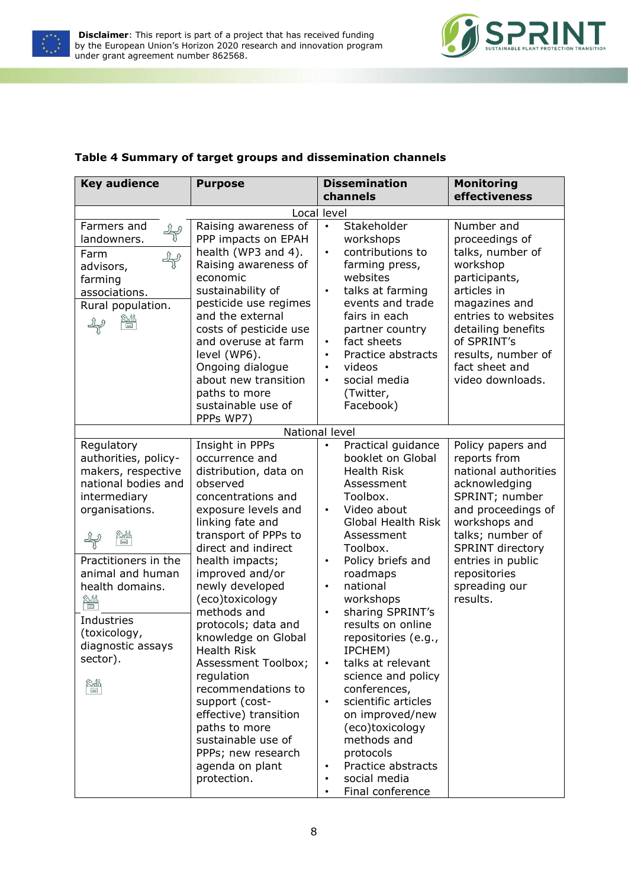**Table 4 Summary of target groups and dissemination channels**

| Key audience | Purpose | Dissemination channels | Monitoring effectiveness |
|---|---|---|---|
| Local level | | | |
| Farmers and landowners.<br>Farm advisors, farming associations.<br>Rural population. | Raising awareness of PPP impacts on EPAH health (WP3 and 4). Raising awareness of economic sustainability of pesticide use regimes and the external costs of pesticide use and overuse at farm level (WP6). Ongoing dialogue about new transition paths to more sustainable use of PPPs WP7) | • Stakeholder workshops<br>• contributions to farming press, websites<br>• talks at farming events and trade fairs in each partner country<br>• fact sheets<br>• Practice abstracts<br>• videos<br>• social media (Twitter, Facebook) | Number and proceedings of talks, number of workshop participants, articles in magazines and entries to websites detailing benefits of SPRINT's results, number of fact sheet and video downloads. |
| National level | | | |
| Regulatory authorities, policy-makers, respective national bodies and intermediary organisations.<br>Practitioners in the animal and human health domains.<br>Industries (toxicology, diagnostic assays sector). | Insight in PPPs occurrence and distribution, data on observed concentrations and exposure levels and linking fate and transport of PPPs to direct and indirect health impacts; improved and/or newly developed (eco)toxicology methods and protocols; data and knowledge on Global Health Risk Assessment Toolbox; regulation recommendations to support (cost-effective) transition paths to more sustainable use of PPPs; new research agenda on plant protection. | • Practical guidance booklet on Global Health Risk Assessment Toolbox.<br>• Video about Global Health Risk Assessment Toolbox.<br>• Policy briefs and roadmaps<br>• national workshops<br>• sharing SPRINT's results on online repositories (e.g., IPCHEM)<br>• talks at relevant science and policy conferences,<br>• scientific articles on improved/new (eco)toxicology methods and protocols<br>• Practice abstracts<br>• social media<br>• Final conference | Policy papers and reports from national authorities acknowledging SPRINT; number and proceedings of workshops and talks; number of SPRINT directory entries in public repositories spreading our results. |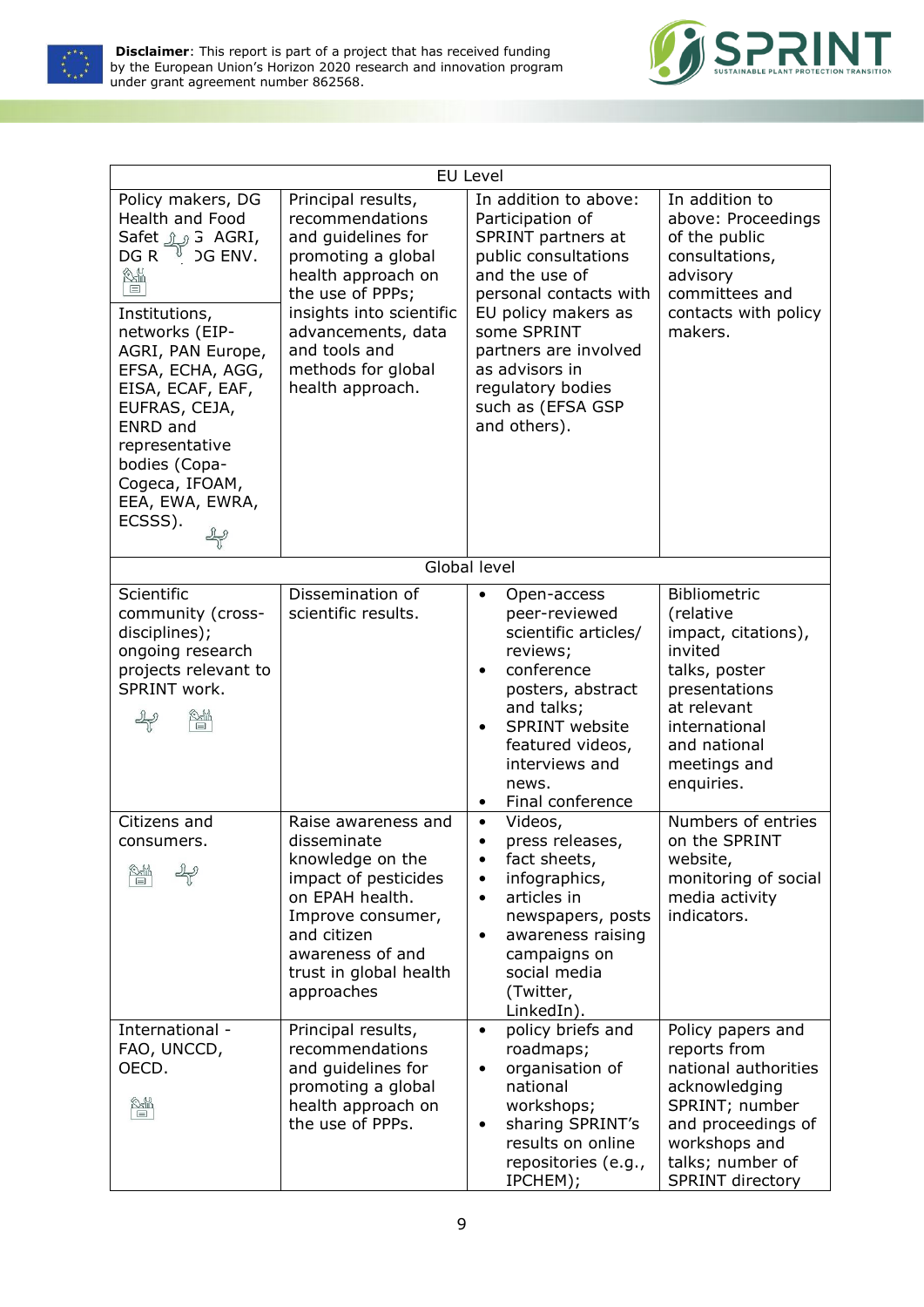| EU Level | | | |
|---|---|---|---|
| Policy makers, DG Health and Food Safety, DG AGRI, DG RTD, DG ENV. | Principal results, recommendations and guidelines for promoting a global health approach on the use of PPPs; insights into scientific advancements, data and tools and methods for global health approach. | In addition to above: Participation of SPRINT partners at public consultations and the use of personal contacts with EU policy makers as some SPRINT partners are involved as advisors in regulatory bodies such as (EFSA GSP and others). | In addition to above: Proceedings of the public consultations, advisory committees and contacts with policy makers. |
| Institutions, networks (EIP-AGRI, PAN Europe, EFSA, ECHA, AGG, EISA, ECAF, EAF, EUFRAS, CEJA, ENRD and representative bodies (Copa-Cogeca, IFOAM, EEA, EWA, EWRA, ECSSS). | | | |
| Global level | | | |
| Scientific community (cross-disciplines); ongoing research projects relevant to SPRINT work. | Dissemination of scientific results. | • Open-access peer-reviewed scientific articles/ reviews;<br>• conference posters, abstract and talks;<br>• SPRINT website featured videos, interviews and news.<br>• Final conference | Bibliometric (relative impact, citations), invited talks, poster presentations at relevant international and national meetings and enquiries. |
| Citizens and consumers. | Raise awareness and disseminate knowledge on the impact of pesticides on EPAH health. Improve consumer, and citizen awareness of and trust in global health approaches | • Videos,<br>• press releases,<br>• fact sheets,<br>• infographics,<br>• articles in newspapers, posts<br>• awareness raising campaigns on social media (Twitter, LinkedIn). | Numbers of entries on the SPRINT website, monitoring of social media activity indicators. |
| International - FAO, UNCCD, OECD. | Principal results, recommendations and guidelines for promoting a global health approach on the use of PPPs. | • policy briefs and roadmaps;<br>• organisation of national workshops;<br>• sharing SPRINT's results on online repositories (e.g., IPCHEM); | Policy papers and reports from national authorities acknowledging SPRINT; number and proceedings of workshops and talks; number of SPRINT directory |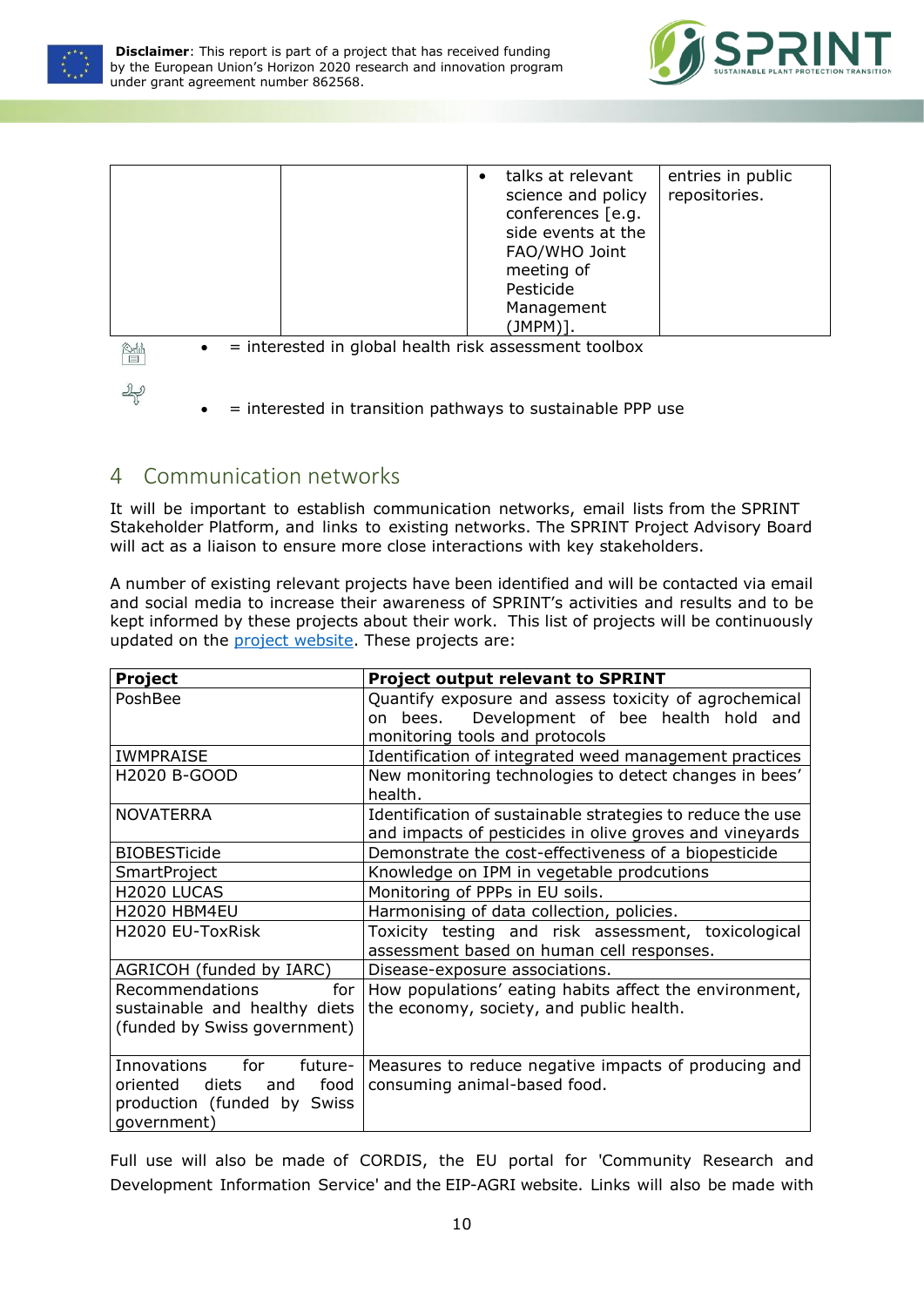| | | • talks at relevant science and policy conferences [e.g. side events at the FAO/WHO Joint meeting of Pesticide Management (JMPM)]. | entries in public repositories. |
|---|---|---|---|

- = interested in global health risk assessment toolbox

- = interested in transition pathways to sustainable PPP use

## 4 Communication networks

It will be important to establish communication networks, email lists from the SPRINT Stakeholder Platform, and links to existing networks. The SPRINT Project Advisory Board will act as a liaison to ensure more close interactions with key stakeholders.

A number of existing relevant projects have been identified and will be contacted via email and social media to increase their awareness of SPRINT's activities and results and to be kept informed by these projects about their work. This list of projects will be continuously updated on the project website. These projects are:

| **Project** | **Project output relevant to SPRINT** |
|---|---|
| PoshBee | Quantify exposure and assess toxicity of agrochemical on bees. Development of bee health hold and monitoring tools and protocols |
| IWMPRAISE | Identification of integrated weed management practices |
| H2020 B-GOOD | New monitoring technologies to detect changes in bees' health. |
| NOVATERRA | Identification of sustainable strategies to reduce the use and impacts of pesticides in olive groves and vineyards |
| BIOBESTicide | Demonstrate the cost-effectiveness of a biopesticide |
| SmartProject | Knowledge on IPM in vegetable prodcutions |
| H2020 LUCAS | Monitoring of PPPs in EU soils. |
| H2020 HBM4EU | Harmonising of data collection, policies. |
| H2020 EU-ToxRisk | Toxicity testing and risk assessment, toxicological assessment based on human cell responses. |
| AGRICOH (funded by IARC) | Disease-exposure associations. |
| Recommendations for sustainable and healthy diets (funded by Swiss government) | How populations' eating habits affect the environment, the economy, society, and public health. |
| Innovations for future-oriented diets and food production (funded by Swiss government) | Measures to reduce negative impacts of producing and consuming animal-based food. |

Full use will also be made of CORDIS, the EU portal for 'Community Research and Development Information Service' and the EIP-AGRI website. Links will also be made with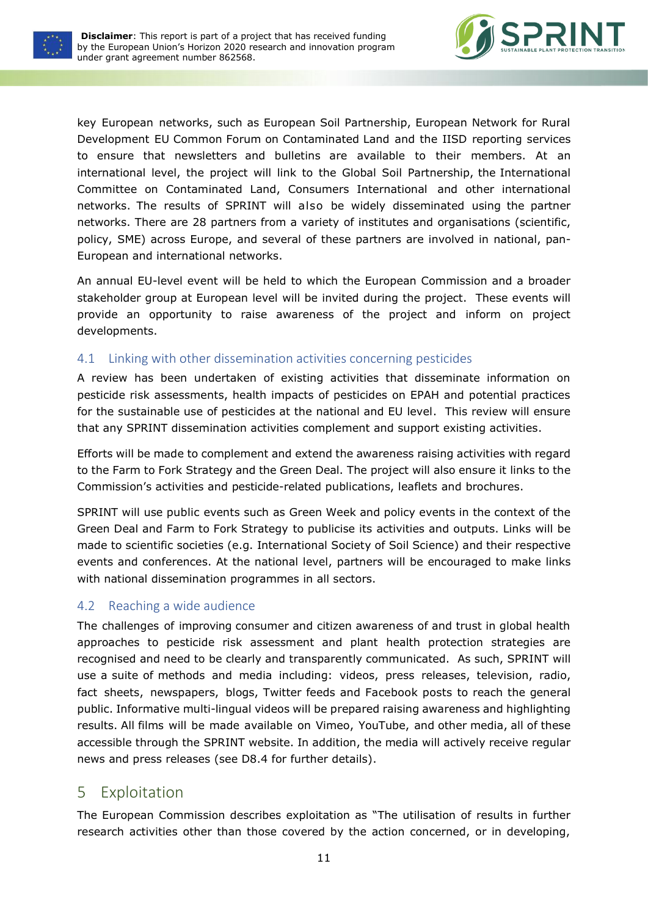key European networks, such as European Soil Partnership, European Network for Rural Development EU Common Forum on Contaminated Land and the IISD reporting services to ensure that newsletters and bulletins are available to their members. At an international level, the project will link to the Global Soil Partnership, the International Committee on Contaminated Land, Consumers International and other international networks. The results of SPRINT will also be widely disseminated using the partner networks. There are 28 partners from a variety of institutes and organisations (scientific, policy, SME) across Europe, and several of these partners are involved in national, pan-European and international networks.

An annual EU-level event will be held to which the European Commission and a broader stakeholder group at European level will be invited during the project. These events will provide an opportunity to raise awareness of the project and inform on project developments.

## 4.1 Linking with other dissemination activities concerning pesticides

A review has been undertaken of existing activities that disseminate information on pesticide risk assessments, health impacts of pesticides on EPAH and potential practices for the sustainable use of pesticides at the national and EU level. This review will ensure that any SPRINT dissemination activities complement and support existing activities.

Efforts will be made to complement and extend the awareness raising activities with regard to the Farm to Fork Strategy and the Green Deal. The project will also ensure it links to the Commission's activities and pesticide-related publications, leaflets and brochures.

SPRINT will use public events such as Green Week and policy events in the context of the Green Deal and Farm to Fork Strategy to publicise its activities and outputs. Links will be made to scientific societies (e.g. International Society of Soil Science) and their respective events and conferences. At the national level, partners will be encouraged to make links with national dissemination programmes in all sectors.

## 4.2 Reaching a wide audience

The challenges of improving consumer and citizen awareness of and trust in global health approaches to pesticide risk assessment and plant health protection strategies are recognised and need to be clearly and transparently communicated. As such, SPRINT will use a suite of methods and media including: videos, press releases, television, radio, fact sheets, newspapers, blogs, Twitter feeds and Facebook posts to reach the general public. Informative multi-lingual videos will be prepared raising awareness and highlighting results. All films will be made available on Vimeo, YouTube, and other media, all of these accessible through the SPRINT website. In addition, the media will actively receive regular news and press releases (see D8.4 for further details).

# 5 Exploitation

The European Commission describes exploitation as "The utilisation of results in further research activities other than those covered by the action concerned, or in developing,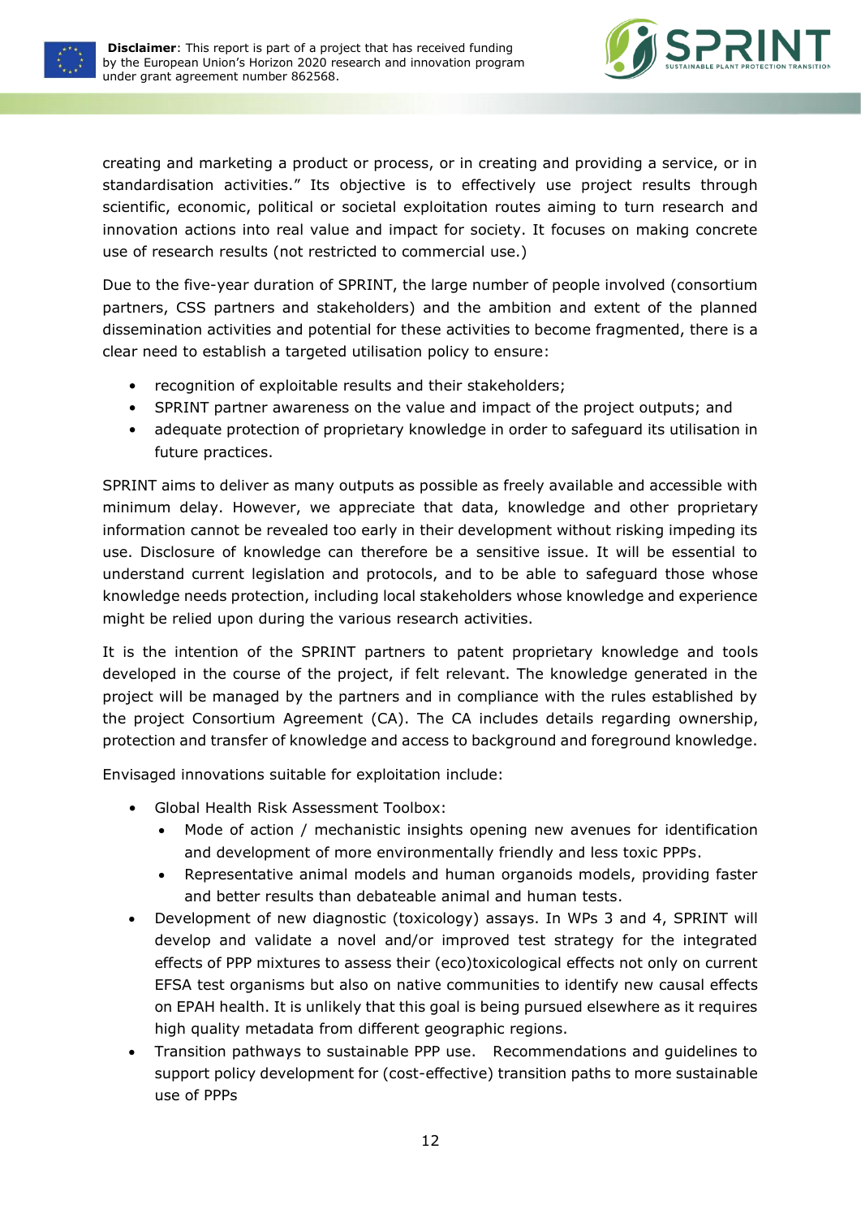creating and marketing a product or process, or in creating and providing a service, or in standardisation activities." Its objective is to effectively use project results through scientific, economic, political or societal exploitation routes aiming to turn research and innovation actions into real value and impact for society. It focuses on making concrete use of research results (not restricted to commercial use.)

Due to the five-year duration of SPRINT, the large number of people involved (consortium partners, CSS partners and stakeholders) and the ambition and extent of the planned dissemination activities and potential for these activities to become fragmented, there is a clear need to establish a targeted utilisation policy to ensure:

- recognition of exploitable results and their stakeholders;
- SPRINT partner awareness on the value and impact of the project outputs; and
- adequate protection of proprietary knowledge in order to safeguard its utilisation in future practices.

SPRINT aims to deliver as many outputs as possible as freely available and accessible with minimum delay. However, we appreciate that data, knowledge and other proprietary information cannot be revealed too early in their development without risking impeding its use. Disclosure of knowledge can therefore be a sensitive issue. It will be essential to understand current legislation and protocols, and to be able to safeguard those whose knowledge needs protection, including local stakeholders whose knowledge and experience might be relied upon during the various research activities.

It is the intention of the SPRINT partners to patent proprietary knowledge and tools developed in the course of the project, if felt relevant. The knowledge generated in the project will be managed by the partners and in compliance with the rules established by the project Consortium Agreement (CA). The CA includes details regarding ownership, protection and transfer of knowledge and access to background and foreground knowledge.

Envisaged innovations suitable for exploitation include:

- Global Health Risk Assessment Toolbox:
  - Mode of action / mechanistic insights opening new avenues for identification and development of more environmentally friendly and less toxic PPPs.
  - Representative animal models and human organoids models, providing faster and better results than debateable animal and human tests.
- Development of new diagnostic (toxicology) assays. In WPs 3 and 4, SPRINT will develop and validate a novel and/or improved test strategy for the integrated effects of PPP mixtures to assess their (eco)toxicological effects not only on current EFSA test organisms but also on native communities to identify new causal effects on EPAH health. It is unlikely that this goal is being pursued elsewhere as it requires high quality metadata from different geographic regions.
- Transition pathways to sustainable PPP use. Recommendations and guidelines to support policy development for (cost-effective) transition paths to more sustainable use of PPPs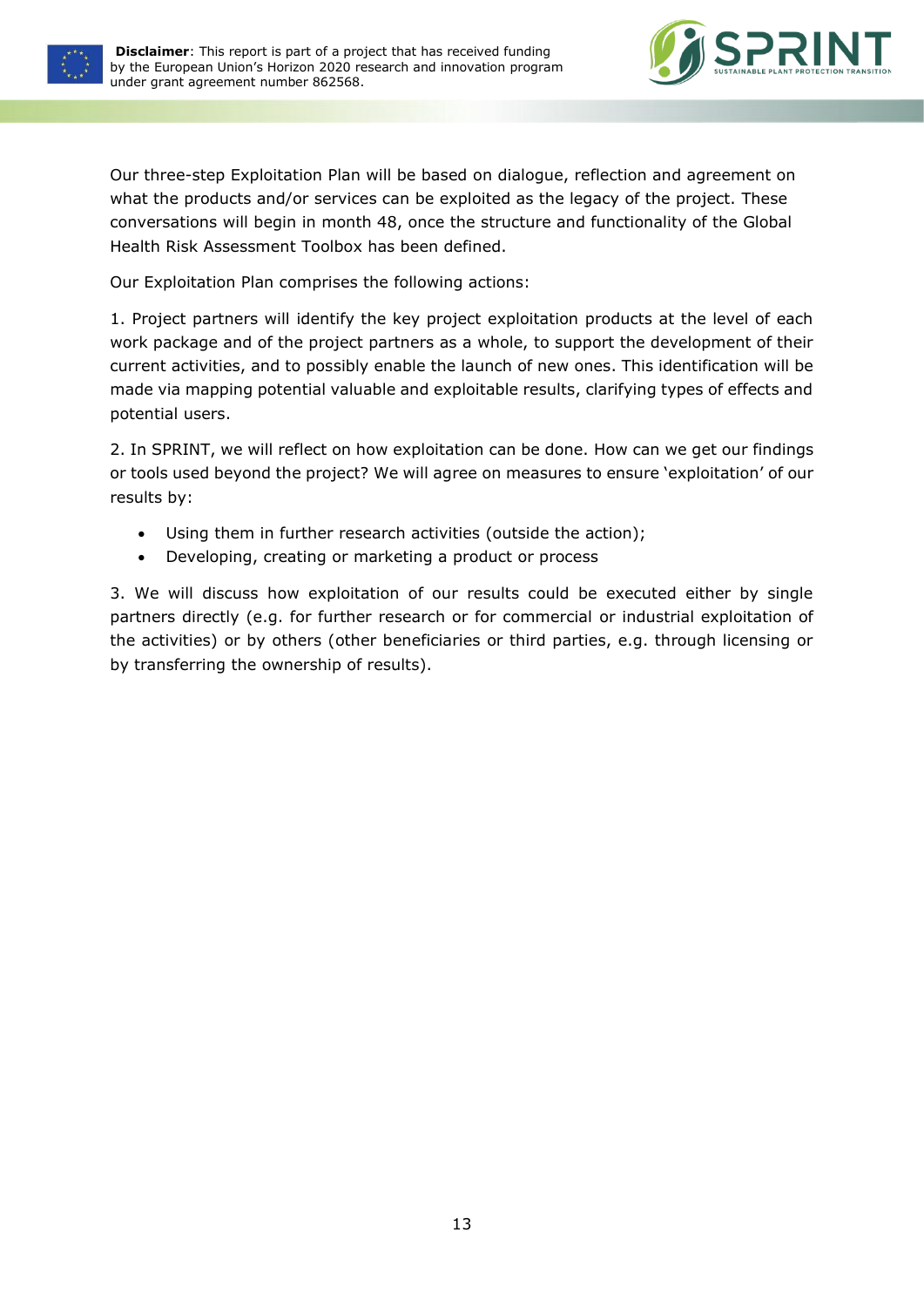Our three-step Exploitation Plan will be based on dialogue, reflection and agreement on what the products and/or services can be exploited as the legacy of the project. These conversations will begin in month 48, once the structure and functionality of the Global Health Risk Assessment Toolbox has been defined.

Our Exploitation Plan comprises the following actions:

1. Project partners will identify the key project exploitation products at the level of each work package and of the project partners as a whole, to support the development of their current activities, and to possibly enable the launch of new ones. This identification will be made via mapping potential valuable and exploitable results, clarifying types of effects and potential users.

2. In SPRINT, we will reflect on how exploitation can be done. How can we get our findings or tools used beyond the project? We will agree on measures to ensure 'exploitation' of our results by:

- Using them in further research activities (outside the action);
- Developing, creating or marketing a product or process

3. We will discuss how exploitation of our results could be executed either by single partners directly (e.g. for further research or for commercial or industrial exploitation of the activities) or by others (other beneficiaries or third parties, e.g. through licensing or by transferring the ownership of results).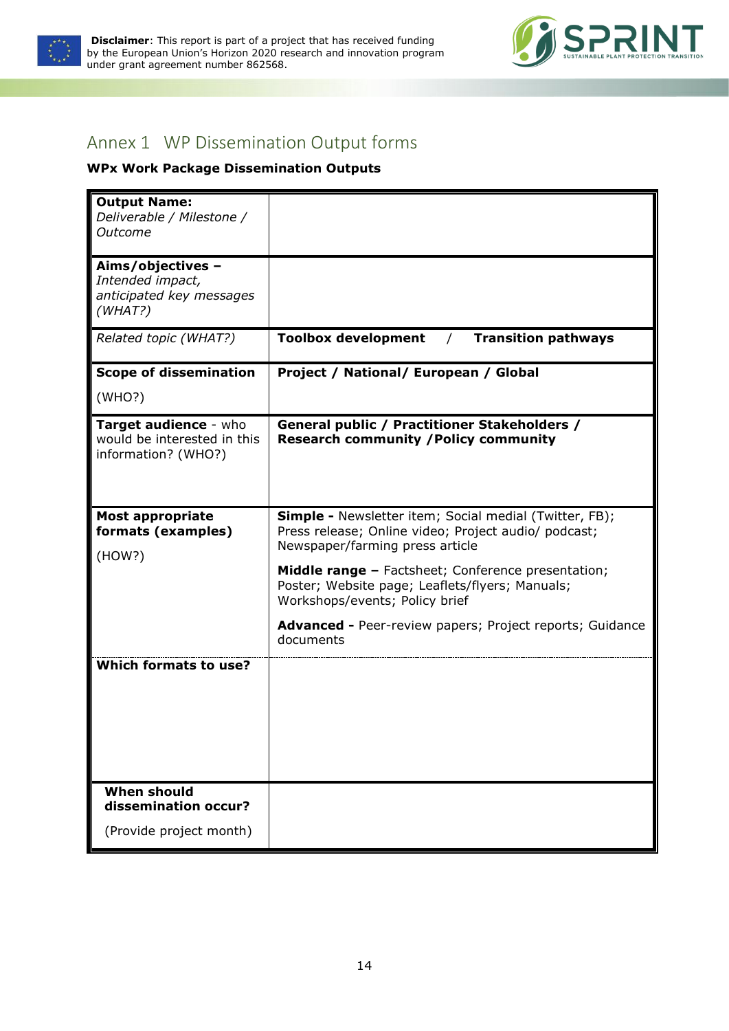## Annex 1 WP Dissemination Output forms

**WPx Work Package Dissemination Outputs**

| | |
|---|---|
| **Output Name:** *Deliverable / Milestone / Outcome* | |
| **Aims/objectives –** *Intended impact, anticipated key messages (WHAT?)* | |
| *Related topic (WHAT?)* | **Toolbox development / Transition pathways** |
| **Scope of dissemination** (WHO?) | **Project / National/ European / Global** |
| **Target audience** - who would be interested in this information? (WHO?) | **General public / Practitioner Stakeholders / Research community /Policy community** |
| **Most appropriate formats (examples)** (HOW?) | **Simple -** Newsletter item; Social medial (Twitter, FB); Press release; Online video; Project audio/ podcast; Newspaper/farming press article<br>**Middle range –** Factsheet; Conference presentation; Poster; Website page; Leaflets/flyers; Manuals; Workshops/events; Policy brief<br>**Advanced -** Peer-review papers; Project reports; Guidance documents |
| **Which formats to use?** | |
| **When should dissemination occur?** (Provide project month) | |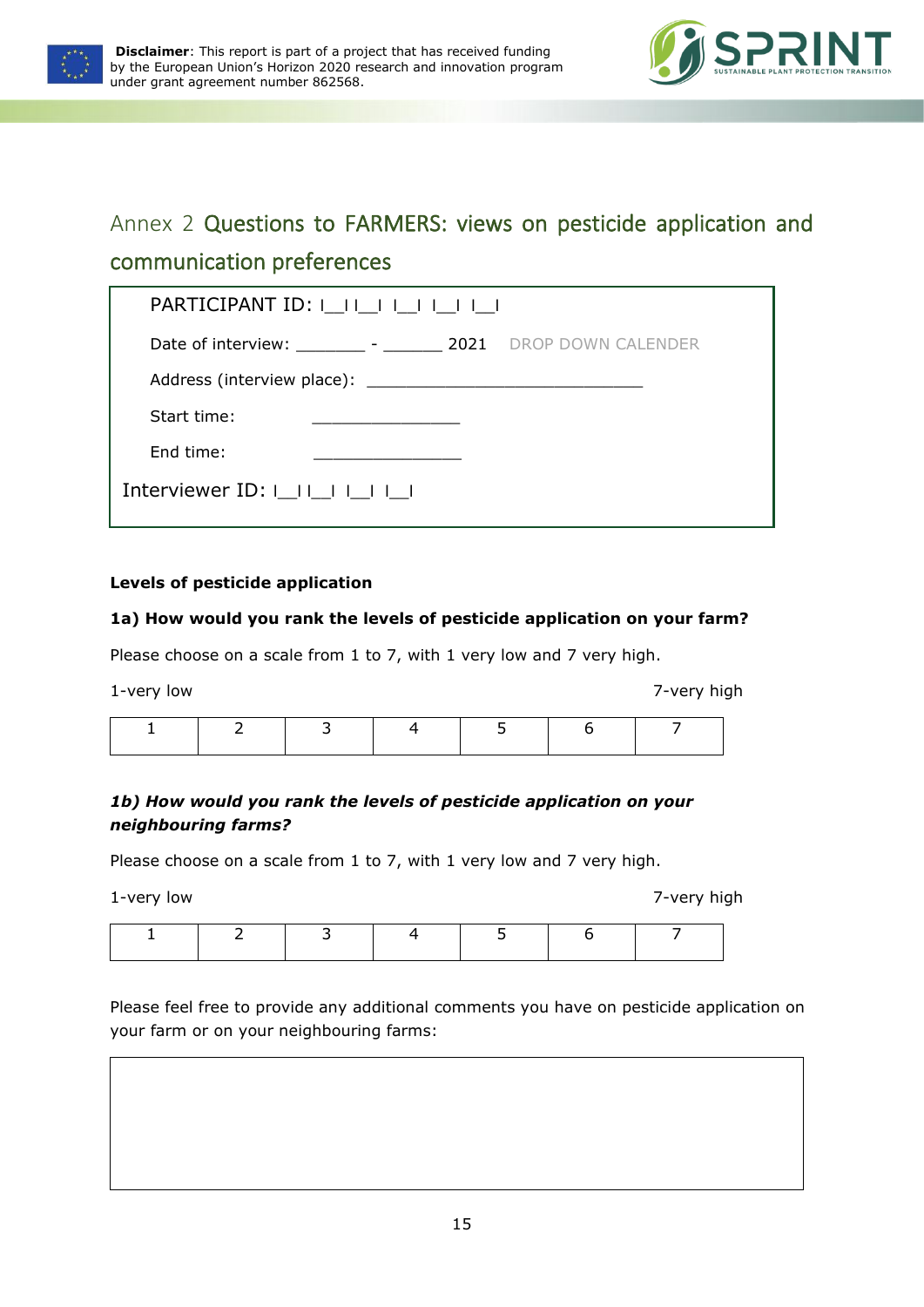Annex 2 **Questions to FARMERS: views on pesticide application and communication preferences**

PARTICIPANT ID: I__I I__I I__I I__I I__I

Date of interview: _______ - ______ 2021 DROP DOWN CALENDER

Address (interview place): ____________________________

Start time: _______________

End time: _______________

Interviewer ID: I__I I__I I__I I__I

**Levels of pesticide application**

**1a) How would you rank the levels of pesticide application on your farm?**

Please choose on a scale from 1 to 7, with 1 very low and 7 very high.

1-very low 7-very high

| 1 | 2 | 3 | 4 | 5 | 6 | 7 |
|---|---|---|---|---|---|---|

***1b) How would you rank the levels of pesticide application on your neighbouring farms?***

Please choose on a scale from 1 to 7, with 1 very low and 7 very high.

1-very low 7-very high

| 1 | 2 | 3 | 4 | 5 | 6 | 7 |
|---|---|---|---|---|---|---|

Please feel free to provide any additional comments you have on pesticide application on your farm or on your neighbouring farms:

| |
|---|
| |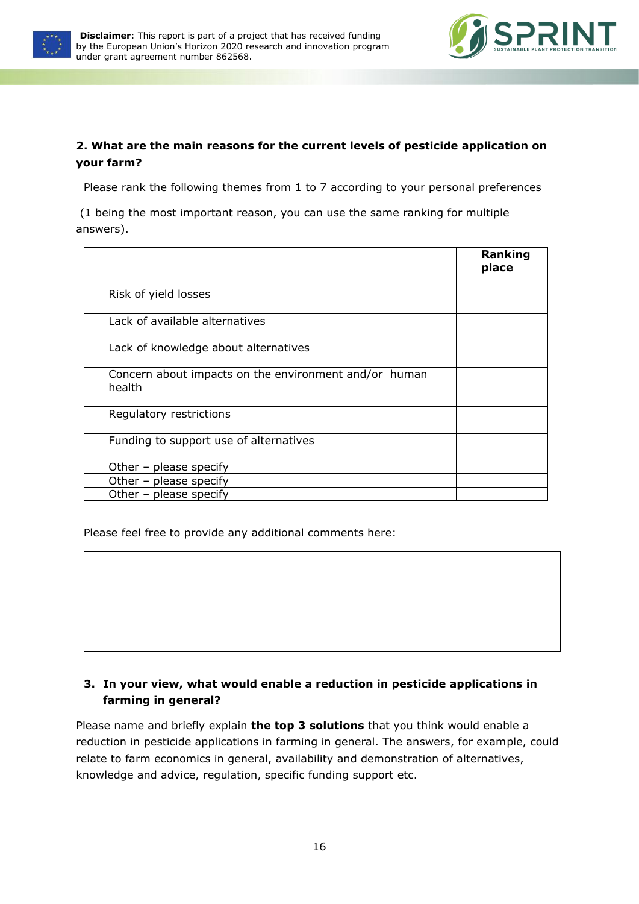**2. What are the main reasons for the current levels of pesticide application on your farm?**

Please rank the following themes from 1 to 7 according to your personal preferences

(1 being the most important reason, you can use the same ranking for multiple answers).

| | Ranking place |
|---|---|
| Risk of yield losses | |
| Lack of available alternatives | |
| Lack of knowledge about alternatives | |
| Concern about impacts on the environment and/or human health | |
| Regulatory restrictions | |
| Funding to support use of alternatives | |
| Other – please specify | |
| Other – please specify | |
| Other – please specify | |

Please feel free to provide any additional comments here:

| |
|---|
| |

**3. In your view, what would enable a reduction in pesticide applications in farming in general?**

Please name and briefly explain **the top 3 solutions** that you think would enable a reduction in pesticide applications in farming in general. The answers, for example, could relate to farm economics in general, availability and demonstration of alternatives, knowledge and advice, regulation, specific funding support etc.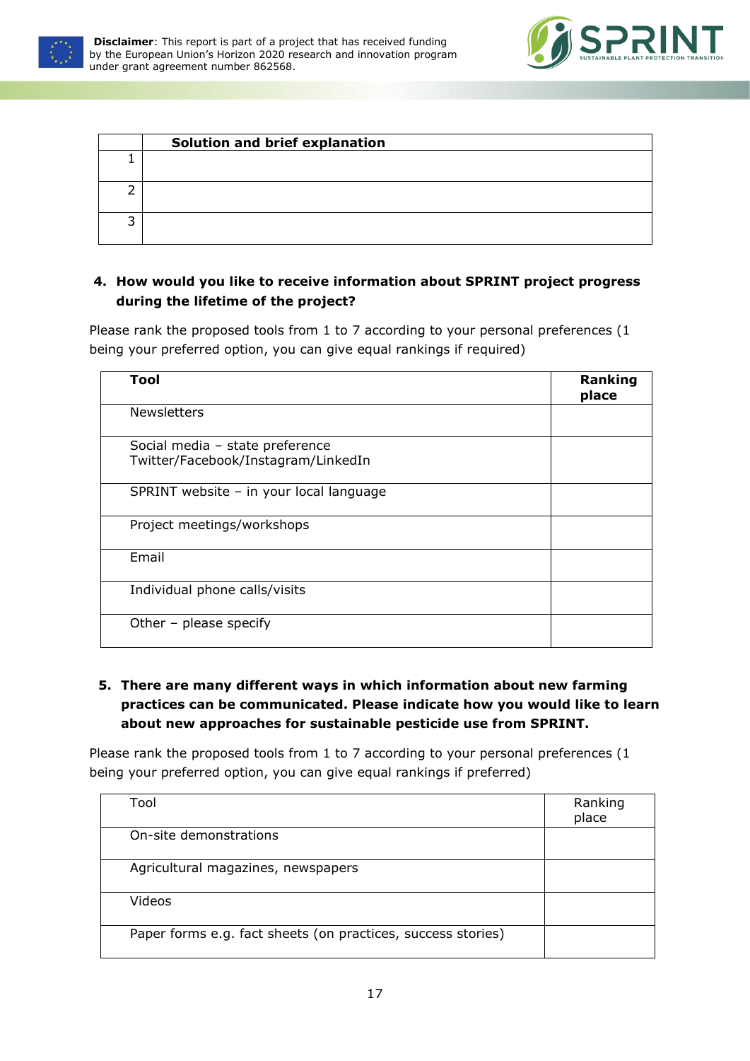| | Solution and brief explanation |
|---|---|
| 1 | |
| 2 | |
| 3 | |

4. **How would you like to receive information about SPRINT project progress during the lifetime of the project?**

Please rank the proposed tools from 1 to 7 according to your personal preferences (1 being your preferred option, you can give equal rankings if required)

| **Tool** | **Ranking place** |
|---|---|
| Newsletters | |
| Social media – state preference Twitter/Facebook/Instagram/LinkedIn | |
| SPRINT website – in your local language | |
| Project meetings/workshops | |
| Email | |
| Individual phone calls/visits | |
| Other – please specify | |

5. **There are many different ways in which information about new farming practices can be communicated. Please indicate how you would like to learn about new approaches for sustainable pesticide use from SPRINT.**

Please rank the proposed tools from 1 to 7 according to your personal preferences (1 being your preferred option, you can give equal rankings if preferred)

| Tool | Ranking place |
|---|---|
| On-site demonstrations | |
| Agricultural magazines, newspapers | |
| Videos | |
| Paper forms e.g. fact sheets (on practices, success stories) | |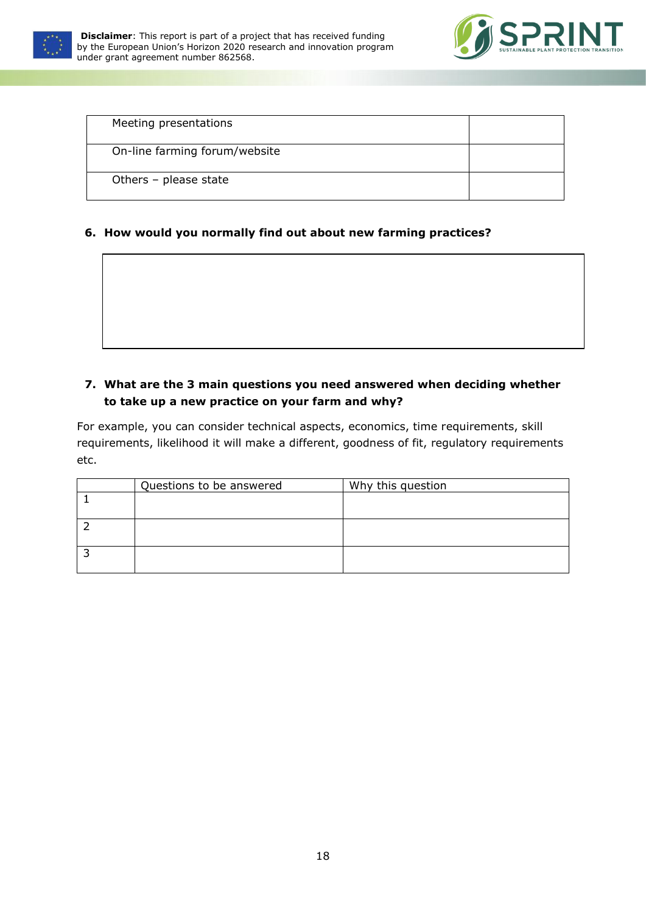| | |
|---|---|
| Meeting presentations | |
| On-line farming forum/website | |
| Others – please state | |

**6. How would you normally find out about new farming practices?**

| |
|---|
| |

**7. What are the 3 main questions you need answered when deciding whether to take up a new practice on your farm and why?**

For example, you can consider technical aspects, economics, time requirements, skill requirements, likelihood it will make a different, goodness of fit, regulatory requirements etc.

| | Questions to be answered | Why this question |
|---|---|---|
| 1 | | |
| 2 | | |
| 3 | | |